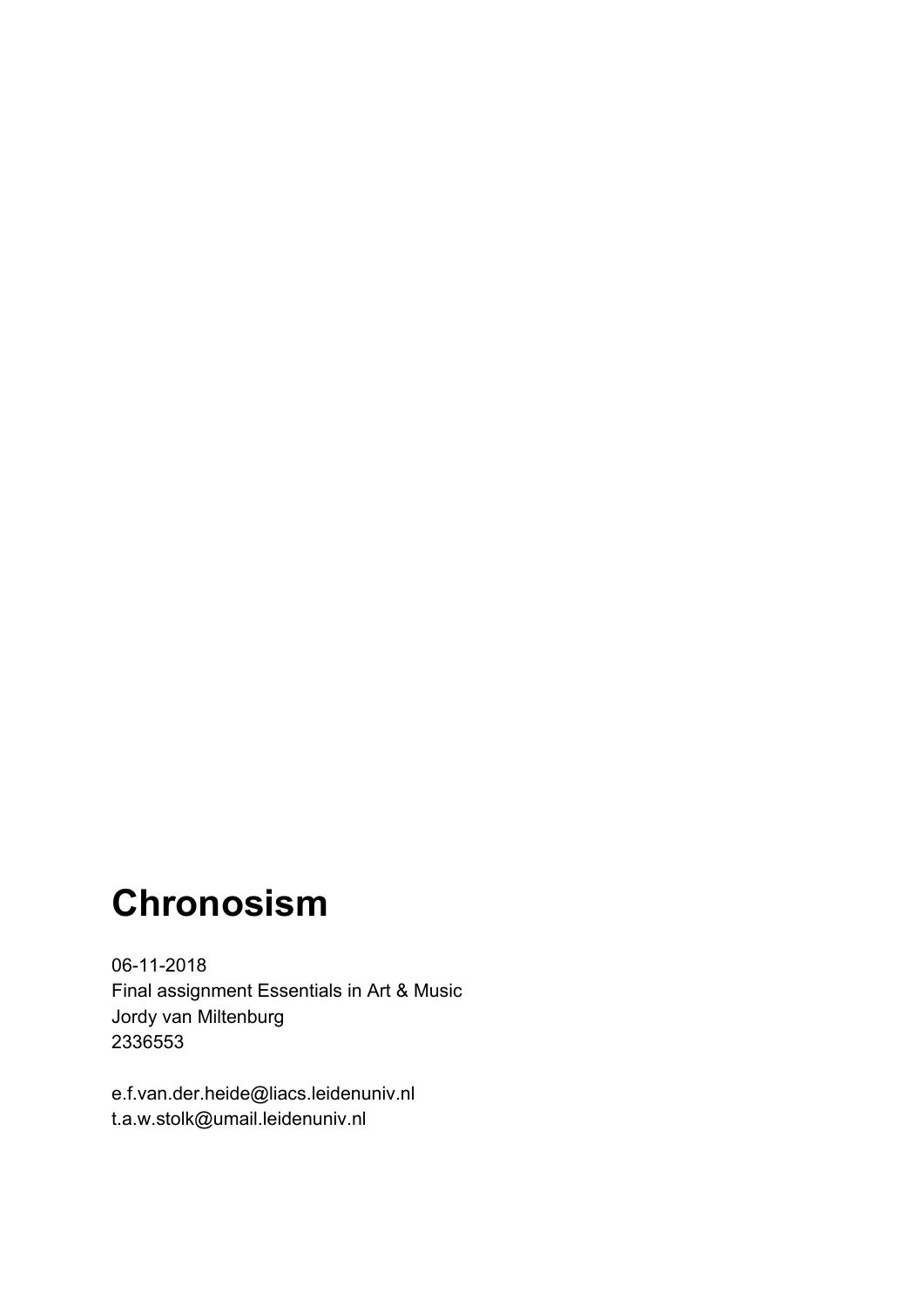# Chronosism

06-11-2018
Final assignment Essentials in Art & Music
Jordy van Miltenburg
2336553

e.f.van.der.heide@liacs.leidenuniv.nl
t.a.w.stolk@umail.leidenuniv.nl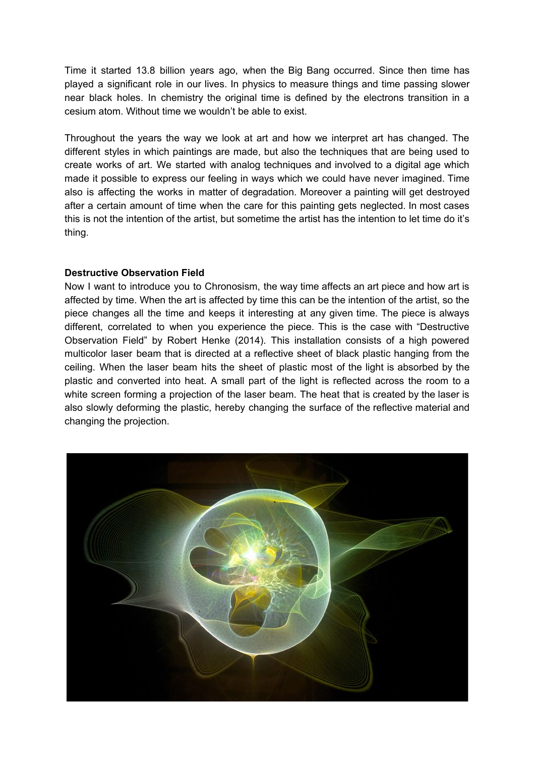Time it started 13.8 billion years ago, when the Big Bang occurred. Since then time has played a significant role in our lives. In physics to measure things and time passing slower near black holes. In chemistry the original time is defined by the electrons transition in a cesium atom. Without time we wouldn't be able to exist.

Throughout the years the way we look at art and how we interpret art has changed. The different styles in which paintings are made, but also the techniques that are being used to create works of art. We started with analog techniques and involved to a digital age which made it possible to express our feeling in ways which we could have never imagined. Time also is affecting the works in matter of degradation. Moreover a painting will get destroyed after a certain amount of time when the care for this painting gets neglected. In most cases this is not the intention of the artist, but sometime the artist has the intention to let time do it's thing.

**Destructive Observation Field**

Now I want to introduce you to Chronosism, the way time affects an art piece and how art is affected by time. When the art is affected by time this can be the intention of the artist, so the piece changes all the time and keeps it interesting at any given time. The piece is always different, correlated to when you experience the piece. This is the case with "Destructive Observation Field" by Robert Henke (2014). This installation consists of a high powered multicolor laser beam that is directed at a reflective sheet of black plastic hanging from the ceiling. When the laser beam hits the sheet of plastic most of the light is absorbed by the plastic and converted into heat. A small part of the light is reflected across the room to a white screen forming a projection of the laser beam. The heat that is created by the laser is also slowly deforming the plastic, hereby changing the surface of the reflective material and changing the projection.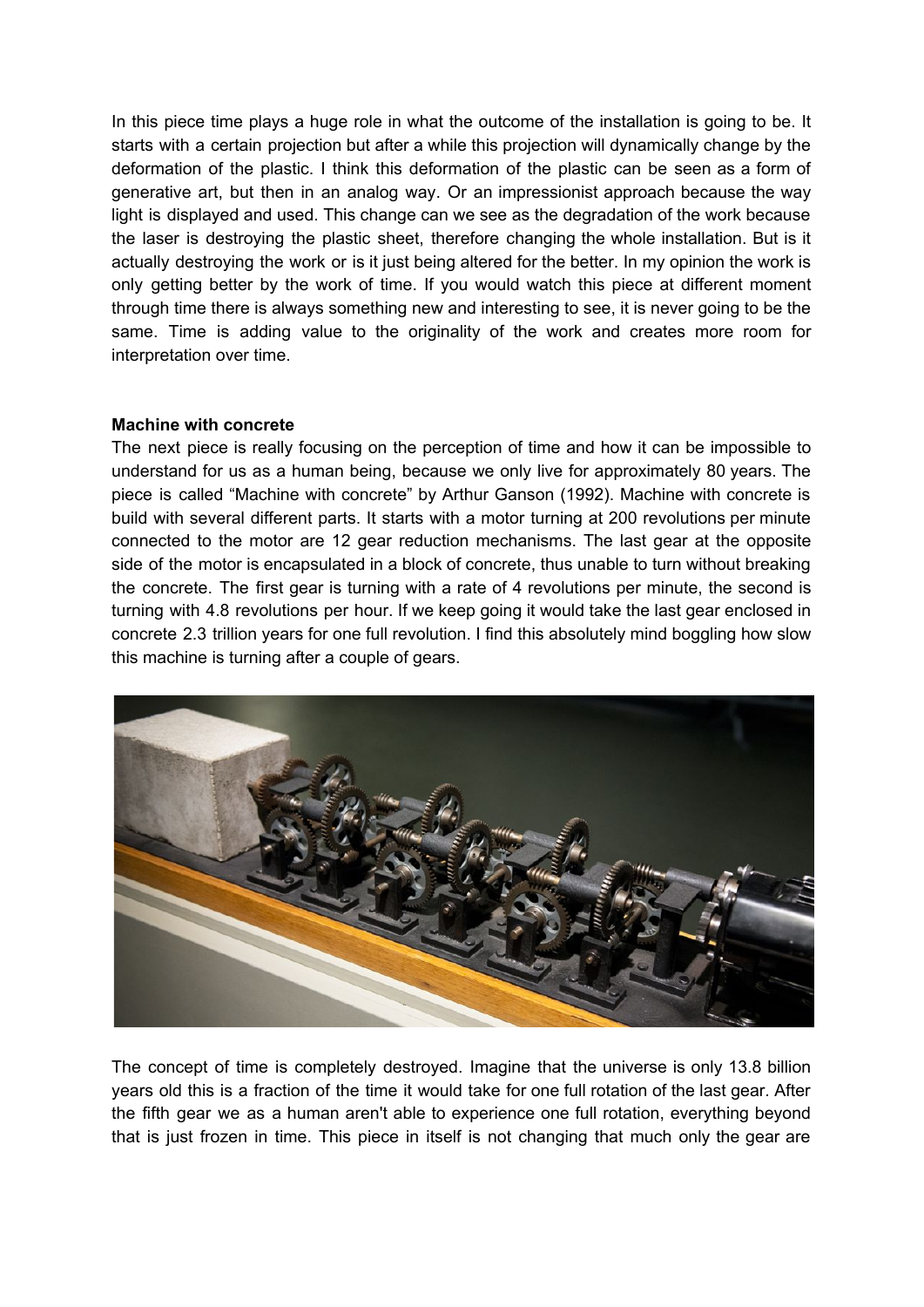In this piece time plays a huge role in what the outcome of the installation is going to be. It starts with a certain projection but after a while this projection will dynamically change by the deformation of the plastic. I think this deformation of the plastic can be seen as a form of generative art, but then in an analog way. Or an impressionist approach because the way light is displayed and used. This change can we see as the degradation of the work because the laser is destroying the plastic sheet, therefore changing the whole installation. But is it actually destroying the work or is it just being altered for the better. In my opinion the work is only getting better by the work of time. If you would watch this piece at different moment through time there is always something new and interesting to see, it is never going to be the same. Time is adding value to the originality of the work and creates more room for interpretation over time.

**Machine with concrete**

The next piece is really focusing on the perception of time and how it can be impossible to understand for us as a human being, because we only live for approximately 80 years. The piece is called "Machine with concrete" by Arthur Ganson (1992). Machine with concrete is build with several different parts. It starts with a motor turning at 200 revolutions per minute connected to the motor are 12 gear reduction mechanisms. The last gear at the opposite side of the motor is encapsulated in a block of concrete, thus unable to turn without breaking the concrete. The first gear is turning with a rate of 4 revolutions per minute, the second is turning with 4.8 revolutions per hour. If we keep going it would take the last gear enclosed in concrete 2.3 trillion years for one full revolution. I find this absolutely mind boggling how slow this machine is turning after a couple of gears.

The concept of time is completely destroyed. Imagine that the universe is only 13.8 billion years old this is a fraction of the time it would take for one full rotation of the last gear. After the fifth gear we as a human aren't able to experience one full rotation, everything beyond that is just frozen in time. This piece in itself is not changing that much only the gear are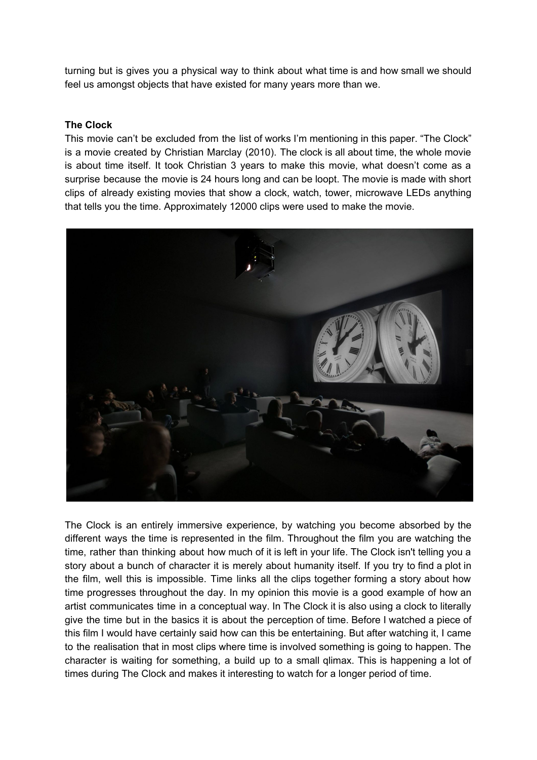turning but is gives you a physical way to think about what time is and how small we should feel us amongst objects that have existed for many years more than we.

**The Clock**

This movie can't be excluded from the list of works I'm mentioning in this paper. "The Clock" is a movie created by Christian Marclay (2010). The clock is all about time, the whole movie is about time itself. It took Christian 3 years to make this movie, what doesn't come as a surprise because the movie is 24 hours long and can be loopt. The movie is made with short clips of already existing movies that show a clock, watch, tower, microwave LEDs anything that tells you the time. Approximately 12000 clips were used to make the movie.

The Clock is an entirely immersive experience, by watching you become absorbed by the different ways the time is represented in the film. Throughout the film you are watching the time, rather than thinking about how much of it is left in your life. The Clock isn't telling you a story about a bunch of character it is merely about humanity itself. If you try to find a plot in the film, well this is impossible. Time links all the clips together forming a story about how time progresses throughout the day. In my opinion this movie is a good example of how an artist communicates time in a conceptual way. In The Clock it is also using a clock to literally give the time but in the basics it is about the perception of time. Before I watched a piece of this film I would have certainly said how can this be entertaining. But after watching it, I came to the realisation that in most clips where time is involved something is going to happen. The character is waiting for something, a build up to a small qlimax. This is happening a lot of times during The Clock and makes it interesting to watch for a longer period of time.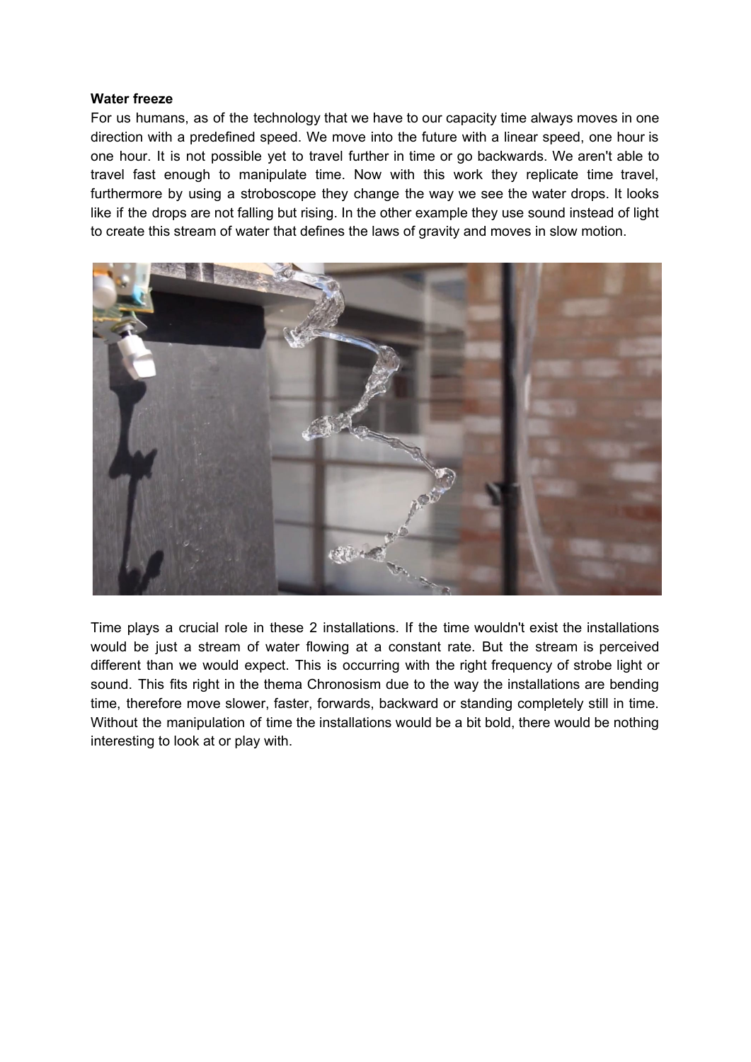**Water freeze**

For us humans, as of the technology that we have to our capacity time always moves in one direction with a predefined speed. We move into the future with a linear speed, one hour is one hour. It is not possible yet to travel further in time or go backwards. We aren't able to travel fast enough to manipulate time. Now with this work they replicate time travel, furthermore by using a stroboscope they change the way we see the water drops. It looks like if the drops are not falling but rising. In the other example they use sound instead of light to create this stream of water that defines the laws of gravity and moves in slow motion.

Time plays a crucial role in these 2 installations. If the time wouldn't exist the installations would be just a stream of water flowing at a constant rate. But the stream is perceived different than we would expect. This is occurring with the right frequency of strobe light or sound. This fits right in the thema Chronosism due to the way the installations are bending time, therefore move slower, faster, forwards, backward or standing completely still in time. Without the manipulation of time the installations would be a bit bold, there would be nothing interesting to look at or play with.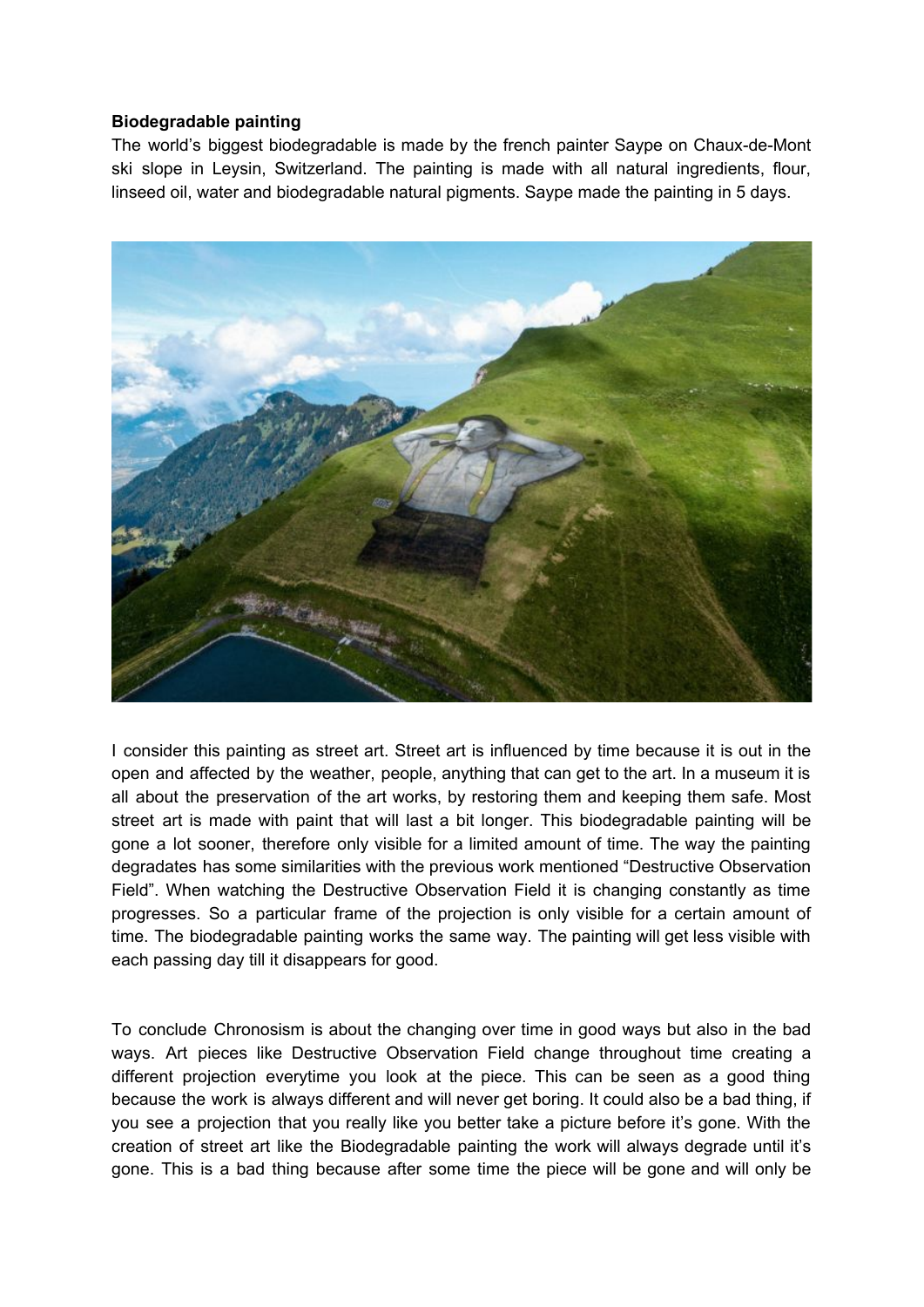**Biodegradable painting**

The world's biggest biodegradable is made by the french painter Saype on Chaux-de-Mont ski slope in Leysin, Switzerland. The painting is made with all natural ingredients, flour, linseed oil, water and biodegradable natural pigments. Saype made the painting in 5 days.

I consider this painting as street art. Street art is influenced by time because it is out in the open and affected by the weather, people, anything that can get to the art. In a museum it is all about the preservation of the art works, by restoring them and keeping them safe. Most street art is made with paint that will last a bit longer. This biodegradable painting will be gone a lot sooner, therefore only visible for a limited amount of time. The way the painting degradates has some similarities with the previous work mentioned "Destructive Observation Field". When watching the Destructive Observation Field it is changing constantly as time progresses. So a particular frame of the projection is only visible for a certain amount of time. The biodegradable painting works the same way. The painting will get less visible with each passing day till it disappears for good.

To conclude Chronosism is about the changing over time in good ways but also in the bad ways. Art pieces like Destructive Observation Field change throughout time creating a different projection everytime you look at the piece. This can be seen as a good thing because the work is always different and will never get boring. It could also be a bad thing, if you see a projection that you really like you better take a picture before it's gone. With the creation of street art like the Biodegradable painting the work will always degrade until it's gone. This is a bad thing because after some time the piece will be gone and will only be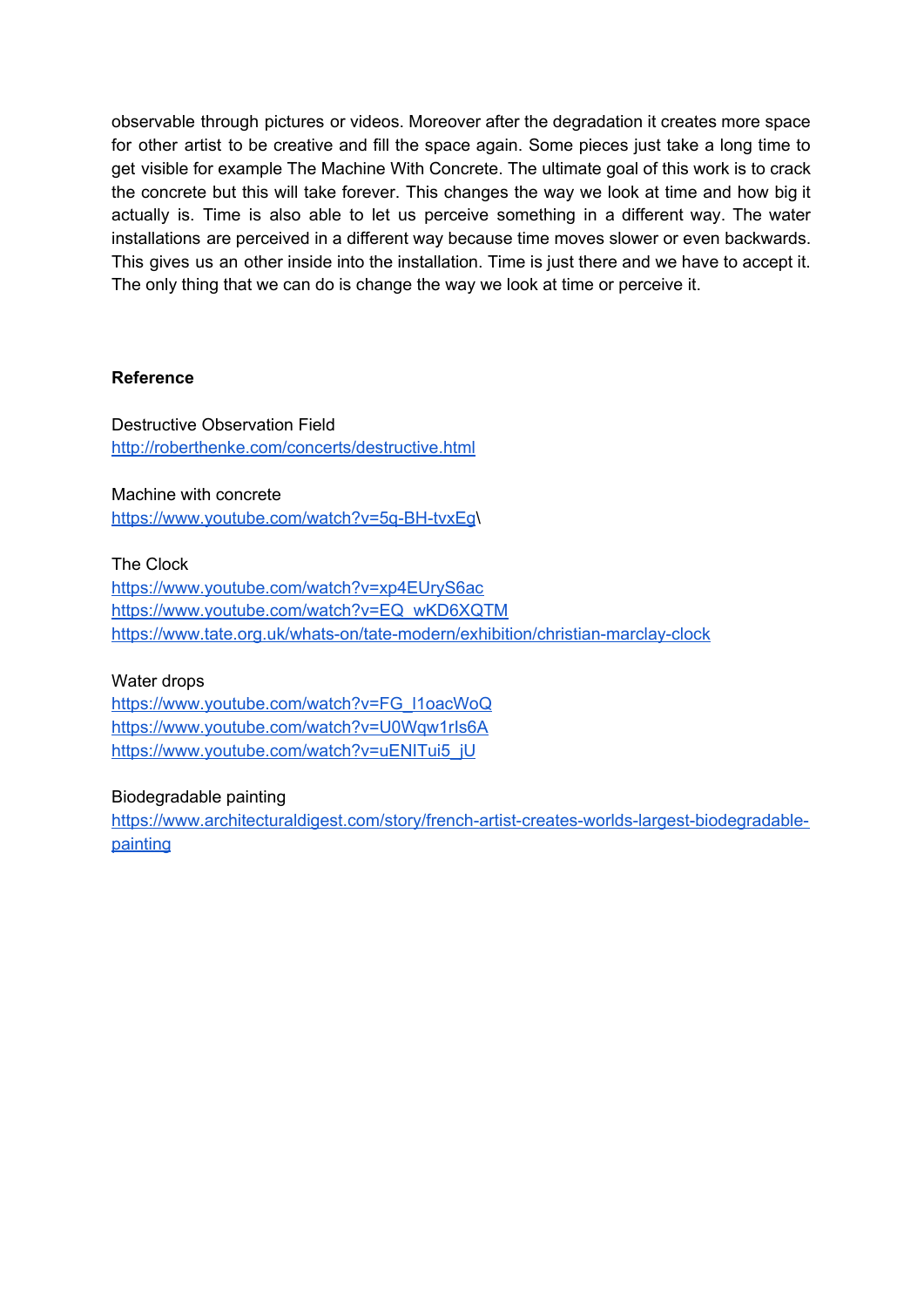observable through pictures or videos. Moreover after the degradation it creates more space for other artist to be creative and fill the space again. Some pieces just take a long time to get visible for example The Machine With Concrete. The ultimate goal of this work is to crack the concrete but this will take forever. This changes the way we look at time and how big it actually is. Time is also able to let us perceive something in a different way. The water installations are perceived in a different way because time moves slower or even backwards. This gives us an other inside into the installation. Time is just there and we have to accept it. The only thing that we can do is change the way we look at time or perceive it.

**Reference**

Destructive Observation Field
http://roberthenke.com/concerts/destructive.html

Machine with concrete
https://www.youtube.com/watch?v=5q-BH-tvxEg\

The Clock
https://www.youtube.com/watch?v=xp4EUryS6ac
https://www.youtube.com/watch?v=EQ_wKD6XQTM
https://www.tate.org.uk/whats-on/tate-modern/exhibition/christian-marclay-clock

Water drops
https://www.youtube.com/watch?v=FG_l1oacWoQ
https://www.youtube.com/watch?v=U0Wqw1rIs6A
https://www.youtube.com/watch?v=uENITui5_jU

Biodegradable painting
https://www.architecturaldigest.com/story/french-artist-creates-worlds-largest-biodegradable-painting